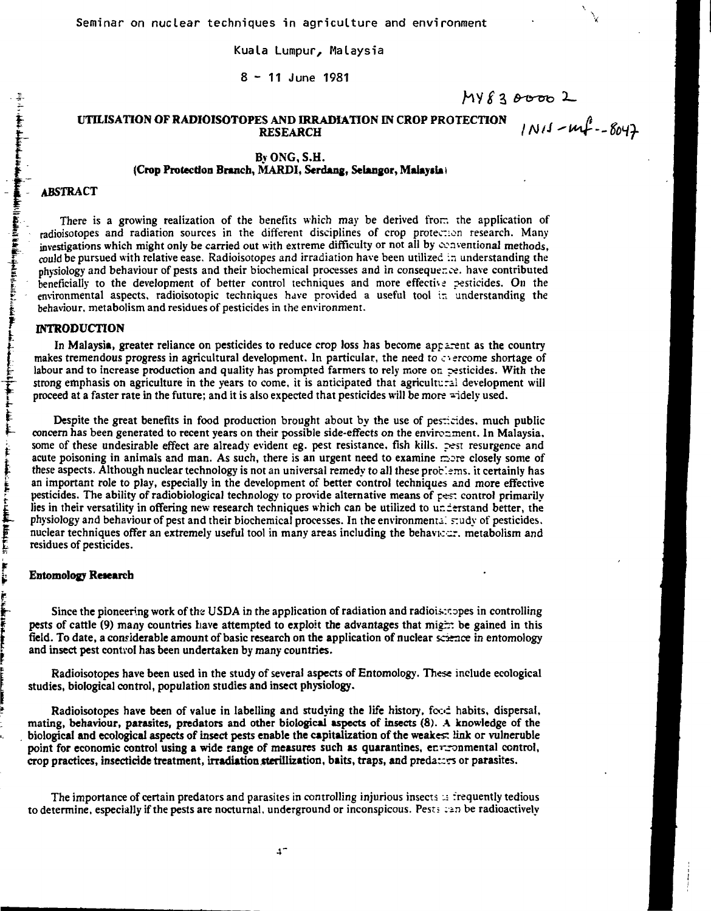Seminar on nuclear techniques in agriculture and environment

Kuala Lumpur, Malaysia

8 - 11 June 1981

MY8300002

INIS-mf--8047

# UTILISATION OF RADIOISOTOPES AND IRRADIATION IN CROP PROTECTION RESEARCH

**By ONG, S.H.**
**(Crop Protection Branch, MARDI, Serdang, Selangor, Malaysia)**

## ABSTRACT

There is a growing realization of the benefits which may be derived from the application of radioisotopes and radiation sources in the different disciplines of crop protection research. Many investigations which might only be carried out with extreme difficulty or not all by conventional methods, could be pursued with relative ease. Radioisotopes and irradiation have been utilized in understanding the physiology and behaviour of pests and their biochemical processes and in consequence, have contributed beneficially to the development of better control techniques and more effective pesticides. On the environmental aspects, radioisotopic techniques have provided a useful tool in understanding the behaviour, metabolism and residues of pesticides in the environment.

## INTRODUCTION

In Malaysia, greater reliance on pesticides to reduce crop loss has become apparent as the country makes tremendous progress in agricultural development. In particular, the need to overcome shortage of labour and to increase production and quality has prompted farmers to rely more on pesticides. With the strong emphasis on agriculture in the years to come, it is anticipated that agricultural development will proceed at a faster rate in the future; and it is also expected that pesticides will be more widely used.

Despite the great benefits in food production brought about by the use of pesticides, much public concern has been generated to recent years on their possible side-effects on the environment. In Malaysia, some of these undesirable effect are already evident eg. pest resistance, fish kills, pest resurgence and acute poisoning in animals and man. As such, there is an urgent need to examine more closely some of these aspects. Although nuclear technology is not an universal remedy to all these problems, it certainly has an important role to play, especially in the development of better control techniques and more effective pesticides. The ability of radiobiological technology to provide alternative means of pest control primarily lies in their versatility in offering new research techniques which can be utilized to understand better, the physiology and behaviour of pest and their biochemical processes. In the environmental study of pesticides, nuclear techniques offer an extremely useful tool in many areas including the behaviour, metabolism and residues of pesticides.

### Entomology Research

Since the pioneering work of the USDA in the application of radiation and radioisotopes in controlling pests of cattle (9) many countries have attempted to exploit the advantages that might be gained in this field. To date, a considerable amount of basic research on the application of nuclear science in entomology and insect pest control has been undertaken by many countries.

Radioisotopes have been used in the study of several aspects of Entomology. These include ecological studies, biological control, population studies and insect physiology.

Radioisotopes have been of value in labelling and studying the life history, food habits, dispersal, mating, behaviour, parasites, predators and other biological aspects of insects (8). A knowledge of the biological and ecological aspects of insect pests enable the capitalization of the weakest link or vulnerable point for economic control using a wide range of measures such as quarantines, environmental control, crop practices, insecticide treatment, irradiation sterillization, baits, traps, and predators or parasites.

The importance of certain predators and parasites in controlling injurious insects is frequently tedious to determine, especially if the pests are nocturnal, underground or inconspicous. Pests can be radioactively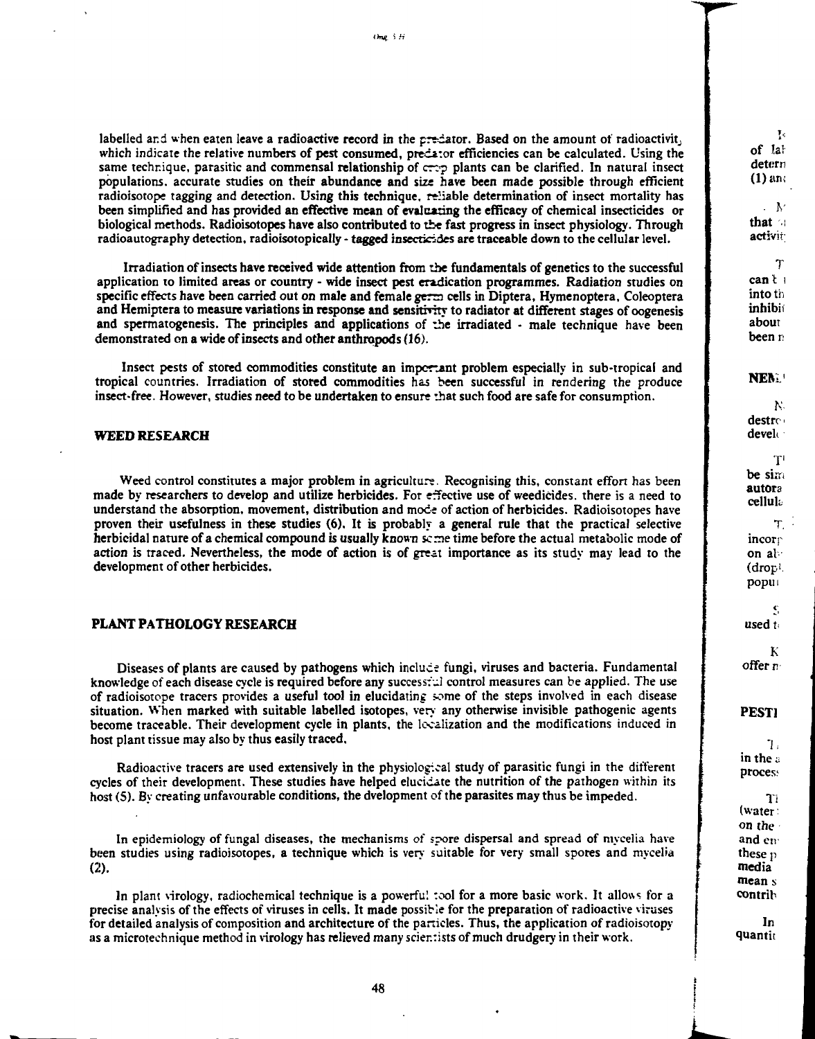labelled and when eaten leave a radioactive record in the predator. Based on the amount of radioactivity which indicate the relative numbers of pest consumed, predator efficiencies can be calculated. Using the same technique, parasitic and commensal relationship of crop plants can be clarified. In natural insect populations, accurate studies on their abundance and size have been made possible through efficient radioisotope tagging and detection. Using this technique, reliable determination of insect mortality has been simplified and has provided an effective mean of evaluating the efficacy of chemical insecticides or biological methods. Radioisotopes have also contributed to the fast progress in insect physiology. Through radioautography detection, radioisotopically - tagged insecticides are traceable down to the cellular level.

Irradiation of insects have received wide attention from the fundamentals of genetics to the successful application to limited areas or country - wide insect pest eradication programmes. Radiation studies on specific effects have been carried out on male and female germ cells in Diptera, Hymenoptera, Coleoptera and Hemiptera to measure variations in response and sensitivity to radiator at different stages of oogenesis and spermatogenesis. The principles and applications of the irradiated - male technique have been demonstrated on a wide of insects and other anthropods (16).

Insect pests of stored commodities constitute an important problem especially in sub-tropical and tropical countries. Irradiation of stored commodities has been successful in rendering the produce insect-free. However, studies need to be undertaken to ensure that such food are safe for consumption.

## WEED RESEARCH

Weed control constitutes a major problem in agriculture. Recognising this, constant effort has been made by researchers to develop and utilize herbicides. For effective use of weedicides, there is a need to understand the absorption, movement, distribution and mode of action of herbicides. Radioisotopes have proven their usefulness in these studies (6). It is probably a general rule that the practical selective herbicidal nature of a chemical compound is usually known some time before the actual metabolic mode of action is traced. Nevertheless, the mode of action is of great importance as its study may lead to the development of other herbicides.

## PLANT PATHOLOGY RESEARCH

Diseases of plants are caused by pathogens which include fungi, viruses and bacteria. Fundamental knowledge of each disease cycle is required before any successful control measures can be applied. The use of radioisotope tracers provides a useful tool in elucidating some of the steps involved in each disease situation. When marked with suitable labelled isotopes, very any otherwise invisible pathogenic agents become traceable. Their development cycle in plants, the localization and the modifications induced in host plant tissue may also by thus easily traced.

Radioactive tracers are used extensively in the physiological study of parasitic fungi in the different cycles of their development. These studies have helped elucidate the nutrition of the pathogen within its host (5). By creating unfavourable conditions, the dvelopment of the parasites may thus be impeded.

In epidemiology of fungal diseases, the mechanisms of spore dispersal and spread of mycelia have been studies using radioisotopes, a technique which is very suitable for very small spores and mycelia (2).

In plant virology, radiochemical technique is a powerful tool for a more basic work. It allows for a precise analysis of the effects of viruses in cells. It made possible for the preparation of radioactive viruses for detailed analysis of composition and architecture of the particles. Thus, the application of radioisotopy as a microtechnique method in virology has relieved many scientists of much drudgery in their work.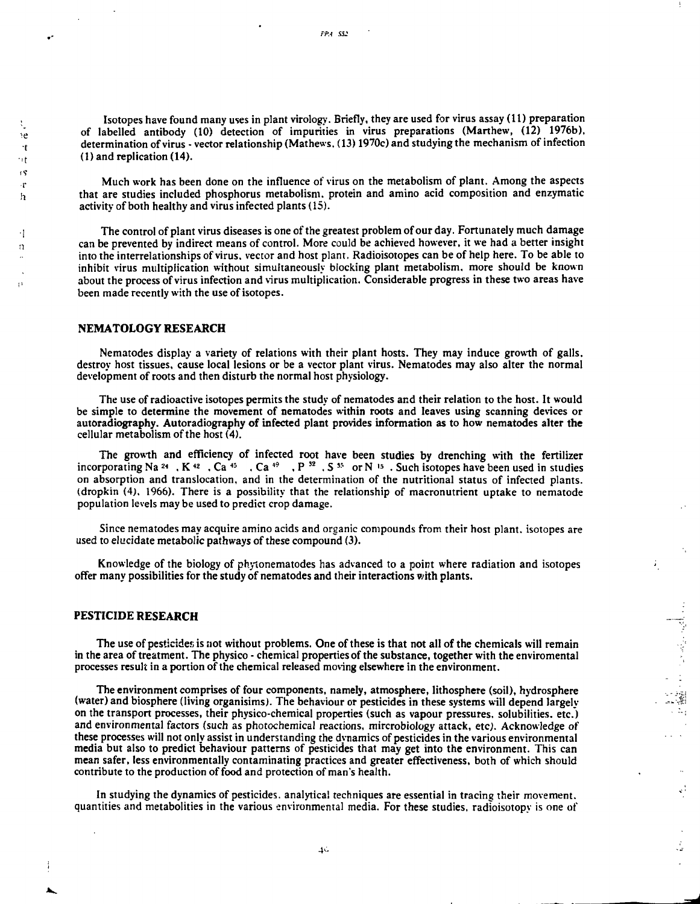Isotopes have found many uses in plant virology. Briefly, they are used for virus assay (11) preparation of labelled antibody (10) detection of impurities in virus preparations (Marthew, (12) 1976b), determination of virus - vector relationship (Mathews, (13) 1970c) and studying the mechanism of infection (1) and replication (14).

Much work has been done on the influence of virus on the metabolism of plant. Among the aspects that are studies included phosphorus metabolism, protein and amino acid composition and enzymatic activity of both healthy and virus infected plants (15).

The control of plant virus diseases is one of the greatest problem of our day. Fortunately much damage can be prevented by indirect means of control. More could be achieved however, it we had a better insight into the interrelationships of virus, vector and host plant. Radioisotopes can be of help here. To be able to inhibit virus multiplication without simultaneously blocking plant metabolism, more should be known about the process of virus infection and virus multiplication. Considerable progress in these two areas have been made recently with the use of isotopes.

## NEMATOLOGY RESEARCH

Nematodes display a variety of relations with their plant hosts. They may induce growth of galls, destroy host tissues, cause local lesions or be a vector plant virus. Nematodes may also alter the normal development of roots and then disturb the normal host physiology.

The use of radioactive isotopes permits the study of nematodes and their relation to the host. It would be simple to determine the movement of nematodes within roots and leaves using scanning devices or autoradiography. Autoradiography of infected plant provides information as to how nematodes alter the cellular metabolism of the host (4).

The growth and efficiency of infected root have been studies by drenching with the fertilizer incorporating $Na^{24}$, $K^{42}$, $Ca^{45}$, $Ca^{49}$, $P^{32}$, $S^{35}$ or $N^{15}$. Such isotopes have been used in studies on absorption and translocation, and in the determination of the nutritional status of infected plants. (dropkin (4), 1966). There is a possibility that the relationship of macronutrient uptake to nematode population levels may be used to predict crop damage.

Since nematodes may acquire amino acids and organic compounds from their host plant, isotopes are used to elucidate metabolic pathways of these compound (3).

Knowledge of the biology of phytonematodes has advanced to a point where radiation and isotopes offer many possibilities for the study of nematodes and their interactions with plants.

## PESTICIDE RESEARCH

The use of pesticides is not without problems. One of these is that not all of the chemicals will remain in the area of treatment. The physico - chemical properties of the substance, together with the enviromental processes result in a portion of the chemical released moving elsewhere in the environment.

The environment comprises of four components, namely, atmosphere, lithosphere (soil), hydrosphere (water) and biosphere (living organisims). The behaviour or pesticides in these systems will depend largely on the transport processes, their physico-chemical properties (such as vapour pressures, solubilities, etc.) and environmental factors (such as photochemical reactions, mircrobiology attack, etc). Acknowledge of these processes will not only assist in understanding the dynamics of pesticides in the various environmental media but also to predict behaviour patterns of pesticides that may get into the environment. This can mean safer, less environmentally contaminating practices and greater effectiveness, both of which should contribute to the production of food and protection of man's health.

In studying the dynamics of pesticides, analytical techniques are essential in tracing their movement, quantities and metabolities in the various environmental media. For these studies, radioisotopy is one of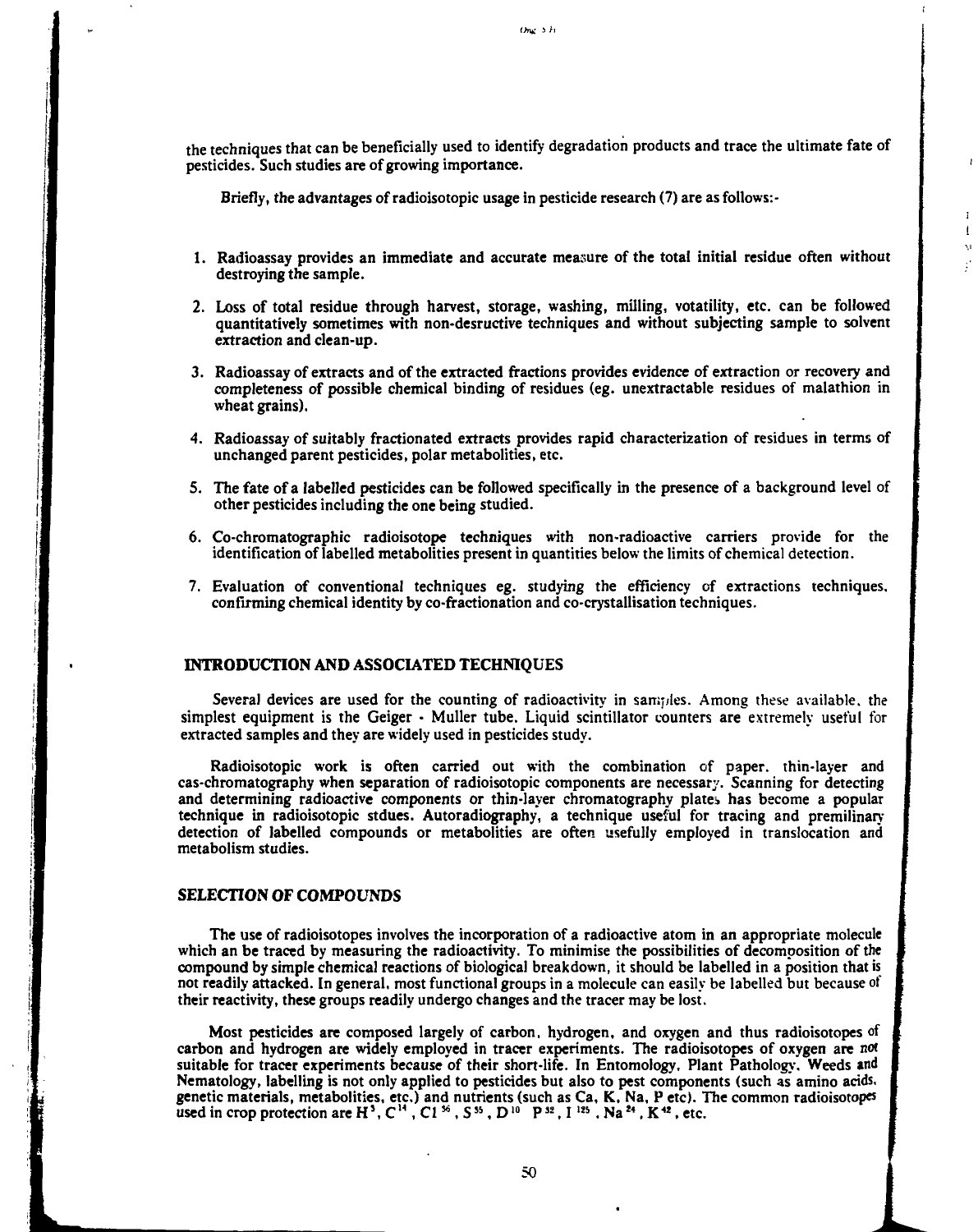the techniques that can be beneficially used to identify degradation products and trace the ultimate fate of pesticides. Such studies are of growing importance.

Briefly, the advantages of radioisotopic usage in pesticide research (7) are as follows:-

1. Radioassay provides an immediate and accurate measure of the total initial residue often without destroying the sample.
2. Loss of total residue through harvest, storage, washing, milling, votatility, etc. can be followed quantitatively sometimes with non-desructive techniques and without subjecting sample to solvent extraction and clean-up.
3. Radioassay of extracts and of the extracted fractions provides evidence of extraction or recovery and completeness of possible chemical binding of residues (eg. unextractable residues of malathion in wheat grains).
4. Radioassay of suitably fractionated extracts provides rapid characterization of residues in terms of unchanged parent pesticides, polar metabolities, etc.
5. The fate of a labelled pesticides can be followed specifically in the presence of a background level of other pesticides including the one being studied.
6. Co-chromatographic radioisotope techniques with non-radioactive carriers provide for the identification of labelled metabolities present in quantities below the limits of chemical detection.
7. Evaluation of conventional techniques eg. studying the efficiency of extractions techniques, confirming chemical identity by co-fractionation and co-crystallisation techniques.

## INTRODUCTION AND ASSOCIATED TECHNIQUES

Several devices are used for the counting of radioactivity in samples. Among these available, the simplest equipment is the Geiger - Muller tube. Liquid scintillator counters are extremely useful for extracted samples and they are widely used in pesticides study.

Radioisotopic work is often carried out with the combination of paper, thin-layer and cas-chromatography when separation of radioisotopic components are necessary. Scanning for detecting and determining radioactive components or thin-layer chromatography plates has become a popular technique in radioisotopic stdues. Autoradiography, a technique useful for tracing and premilinary detection of labelled compounds or metabolities are often usefully employed in translocation and metabolism studies.

## SELECTION OF COMPOUNDS

The use of radioisotopes involves the incorporation of a radioactive atom in an appropriate molecule which an be traced by measuring the radioactivity. To minimise the possibilities of decomposition of the compound by simple chemical reactions of biological breakdown, it should be labelled in a position that is not readily attacked. In general, most functional groups in a molecule can easily be labelled but because of their reactivity, these groups readily undergo changes and the tracer may be lost.

Most pesticides are composed largely of carbon, hydrogen, and oxygen and thus radioisotopes of carbon and hydrogen are widely employed in tracer experiments. The radioisotopes of oxygen are not suitable for tracer experiments because of their short-life. In Entomology, Plant Pathology, Weeds and Nematology, labelling is not only applied to pesticides but also to pest components (such as amino acids, genetic materials, metabolities, etc.) and nutrients (such as Ca, K, Na, P etc). The common radioisotopes used in crop protection are $H^3$, $C^{14}$, $Cl^{36}$, $S^{35}$, $D^{10}$ $P^{32}$, $I^{125}$, $Na^{24}$, $K^{42}$, etc.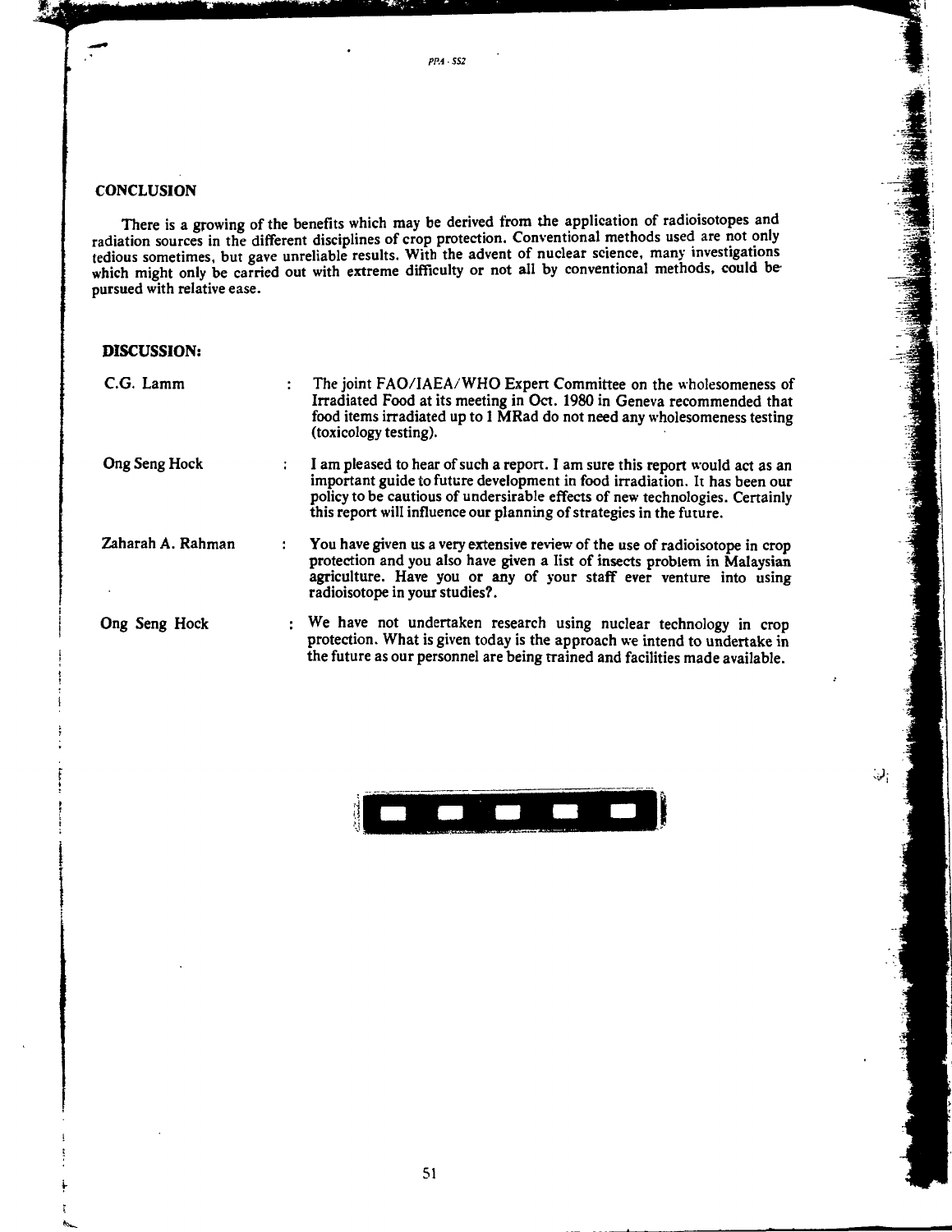## CONCLUSION

There is a growing of the benefits which may be derived from the application of radioisotopes and radiation sources in the different disciplines of crop protection. Conventional methods used are not only tedious sometimes, but gave unreliable results. With the advent of nuclear science, many investigations which might only be carried out with extreme difficulty or not all by conventional methods, could be pursued with relative ease.

## DISCUSSION:

**C.G. Lamm** : The joint FAO/IAEA/WHO Expert Committee on the wholesomeness of Irradiated Food at its meeting in Oct. 1980 in Geneva recommended that food items irradiated up to 1 MRad do not need any wholesomeness testing (toxicology testing).

**Ong Seng Hock** : I am pleased to hear of such a report. I am sure this report would act as an important guide to future development in food irradiation. It has been our policy to be cautious of undersirable effects of new technologies. Certainly this report will influence our planning of strategies in the future.

**Zaharah A. Rahman** : You have given us a very extensive review of the use of radioisotope in crop protection and you also have given a list of insects problem in Malaysian agriculture. Have you or any of your staff ever venture into using radioisotope in your studies?.

**Ong Seng Hock** : We have not undertaken research using nuclear technology in crop protection. What is given today is the approach we intend to undertake in the future as our personnel are being trained and facilities made available.